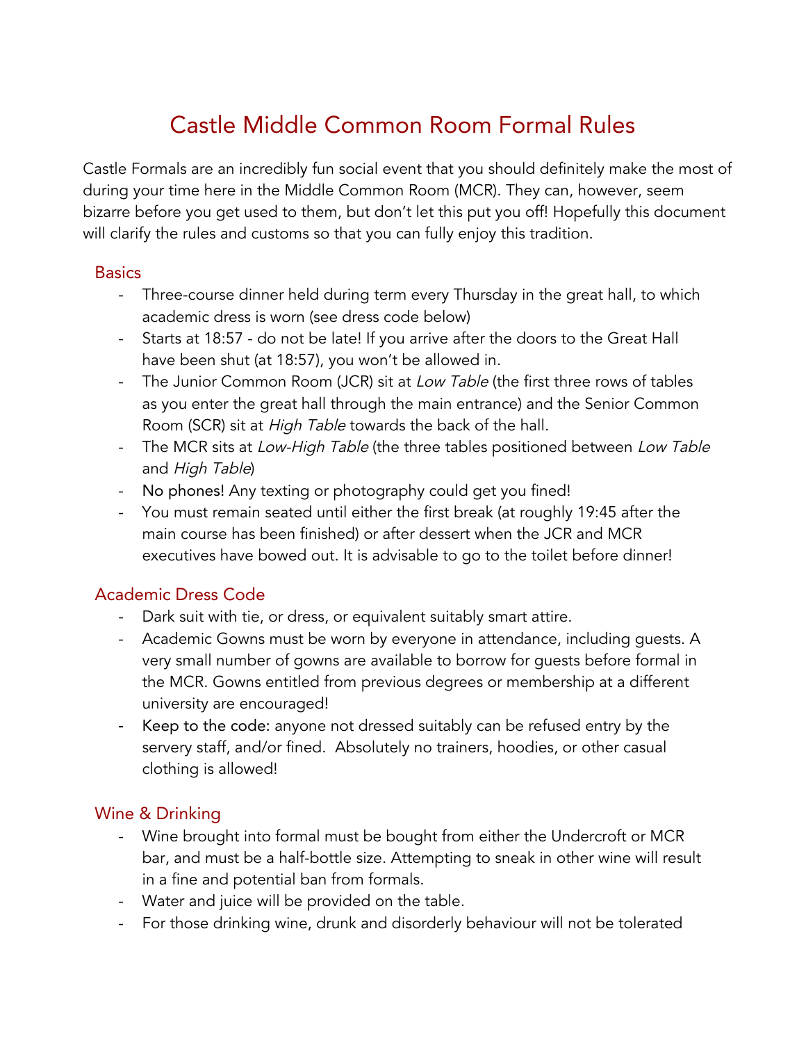# Castle Middle Common Room Formal Rules

Castle Formals are an incredibly fun social event that you should definitely make the most of during your time here in the Middle Common Room (MCR). They can, however, seem bizarre before you get used to them, but don't let this put you off! Hopefully this document will clarify the rules and customs so that you can fully enjoy this tradition.

## Basics

- Three-course dinner held during term every Thursday in the great hall, to which academic dress is worn (see dress code below)
- Starts at 18:57 - do not be late! If you arrive after the doors to the Great Hall have been shut (at 18:57), you won't be allowed in.
- The Junior Common Room (JCR) sit at *Low Table* (the first three rows of tables as you enter the great hall through the main entrance) and the Senior Common Room (SCR) sit at *High Table* towards the back of the hall.
- The MCR sits at *Low-High Table* (the three tables positioned between *Low Table* and *High Table*)
- No phones! Any texting or photography could get you fined!
- You must remain seated until either the first break (at roughly 19:45 after the main course has been finished) or after dessert when the JCR and MCR executives have bowed out. It is advisable to go to the toilet before dinner!

## Academic Dress Code

- Dark suit with tie, or dress, or equivalent suitably smart attire.
- Academic Gowns must be worn by everyone in attendance, including guests. A very small number of gowns are available to borrow for guests before formal in the MCR. Gowns entitled from previous degrees or membership at a different university are encouraged!
- Keep to the code: anyone not dressed suitably can be refused entry by the servery staff, and/or fined. Absolutely no trainers, hoodies, or other casual clothing is allowed!

## Wine & Drinking

- Wine brought into formal must be bought from either the Undercroft or MCR bar, and must be a half-bottle size. Attempting to sneak in other wine will result in a fine and potential ban from formals.
- Water and juice will be provided on the table.
- For those drinking wine, drunk and disorderly behaviour will not be tolerated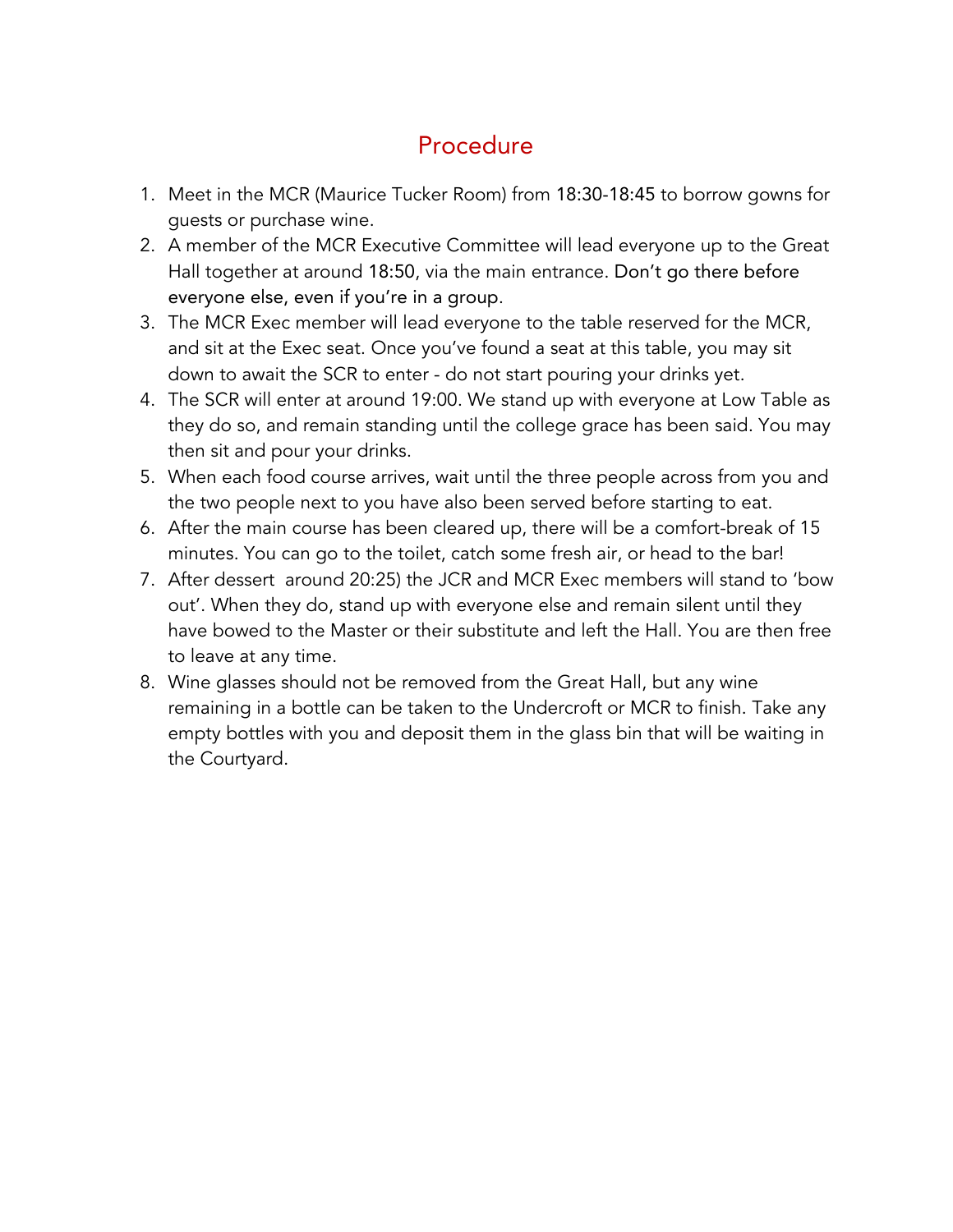## Procedure

1. Meet in the MCR (Maurice Tucker Room) from 18:30-18:45 to borrow gowns for guests or purchase wine.
2. A member of the MCR Executive Committee will lead everyone up to the Great Hall together at around 18:50, via the main entrance. Don't go there before everyone else, even if you're in a group.
3. The MCR Exec member will lead everyone to the table reserved for the MCR, and sit at the Exec seat. Once you've found a seat at this table, you may sit down to await the SCR to enter - do not start pouring your drinks yet.
4. The SCR will enter at around 19:00. We stand up with everyone at Low Table as they do so, and remain standing until the college grace has been said. You may then sit and pour your drinks.
5. When each food course arrives, wait until the three people across from you and the two people next to you have also been served before starting to eat.
6. After the main course has been cleared up, there will be a comfort-break of 15 minutes. You can go to the toilet, catch some fresh air, or head to the bar!
7. After dessert  around 20:25) the JCR and MCR Exec members will stand to 'bow out'. When they do, stand up with everyone else and remain silent until they have bowed to the Master or their substitute and left the Hall. You are then free to leave at any time.
8. Wine glasses should not be removed from the Great Hall, but any wine remaining in a bottle can be taken to the Undercroft or MCR to finish. Take any empty bottles with you and deposit them in the glass bin that will be waiting in the Courtyard.